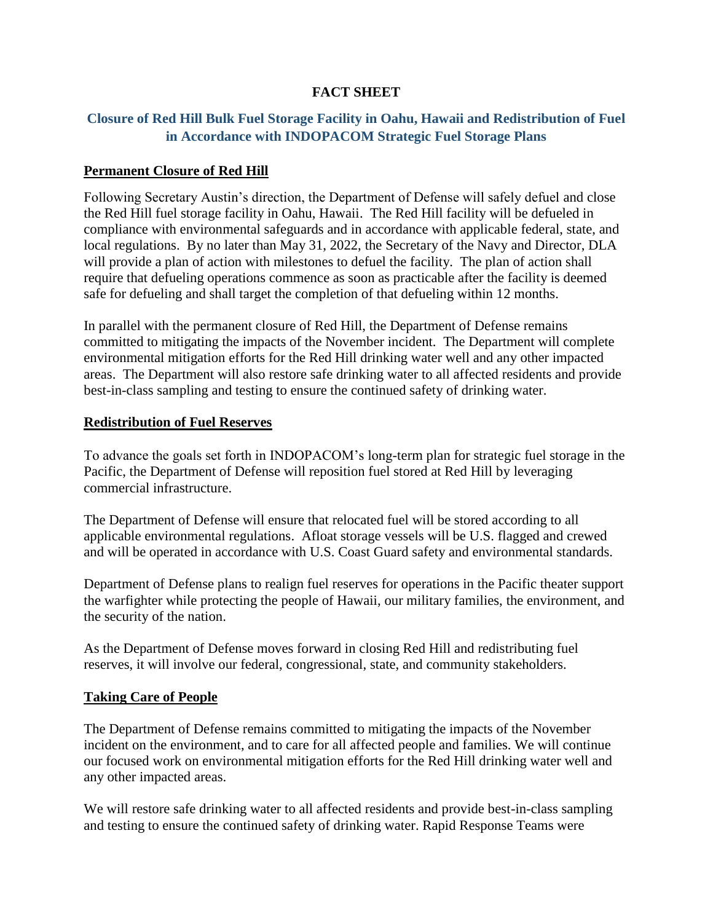# FACT SHEET

## Closure of Red Hill Bulk Fuel Storage Facility in Oahu, Hawaii and Redistribution of Fuel in Accordance with INDOPACOM Strategic Fuel Storage Plans

### Permanent Closure of Red Hill

Following Secretary Austin's direction, the Department of Defense will safely defuel and close the Red Hill fuel storage facility in Oahu, Hawaii. The Red Hill facility will be defueled in compliance with environmental safeguards and in accordance with applicable federal, state, and local regulations. By no later than May 31, 2022, the Secretary of the Navy and Director, DLA will provide a plan of action with milestones to defuel the facility. The plan of action shall require that defueling operations commence as soon as practicable after the facility is deemed safe for defueling and shall target the completion of that defueling within 12 months.

In parallel with the permanent closure of Red Hill, the Department of Defense remains committed to mitigating the impacts of the November incident. The Department will complete environmental mitigation efforts for the Red Hill drinking water well and any other impacted areas. The Department will also restore safe drinking water to all affected residents and provide best-in-class sampling and testing to ensure the continued safety of drinking water.

### Redistribution of Fuel Reserves

To advance the goals set forth in INDOPACOM's long-term plan for strategic fuel storage in the Pacific, the Department of Defense will reposition fuel stored at Red Hill by leveraging commercial infrastructure.

The Department of Defense will ensure that relocated fuel will be stored according to all applicable environmental regulations. Afloat storage vessels will be U.S. flagged and crewed and will be operated in accordance with U.S. Coast Guard safety and environmental standards.

Department of Defense plans to realign fuel reserves for operations in the Pacific theater support the warfighter while protecting the people of Hawaii, our military families, the environment, and the security of the nation.

As the Department of Defense moves forward in closing Red Hill and redistributing fuel reserves, it will involve our federal, congressional, state, and community stakeholders.

### Taking Care of People

The Department of Defense remains committed to mitigating the impacts of the November incident on the environment, and to care for all affected people and families. We will continue our focused work on environmental mitigation efforts for the Red Hill drinking water well and any other impacted areas.

We will restore safe drinking water to all affected residents and provide best-in-class sampling and testing to ensure the continued safety of drinking water. Rapid Response Teams were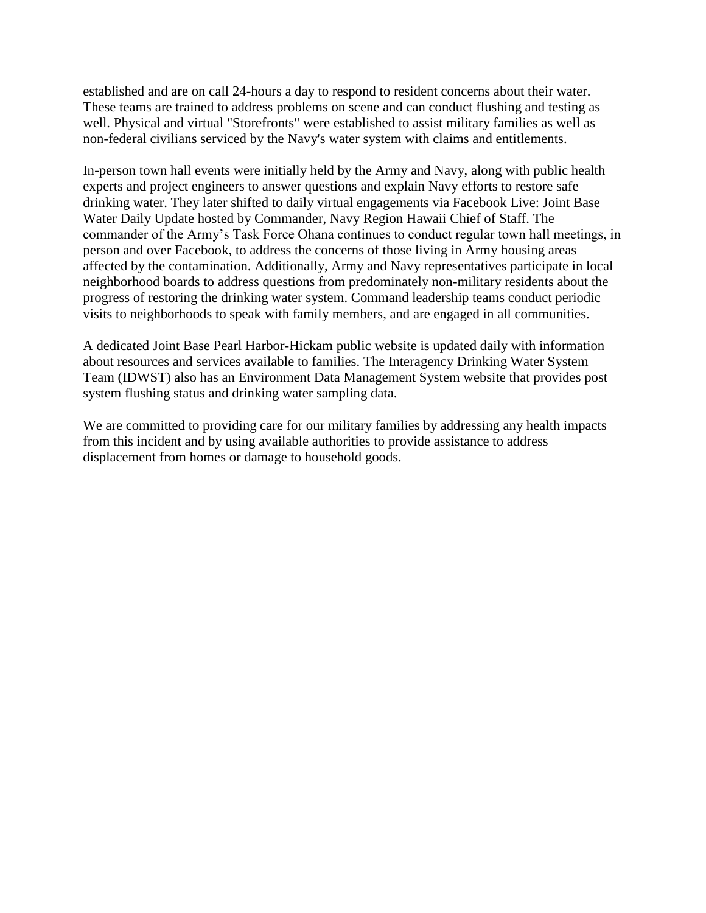established and are on call 24-hours a day to respond to resident concerns about their water. These teams are trained to address problems on scene and can conduct flushing and testing as well. Physical and virtual "Storefronts" were established to assist military families as well as non-federal civilians serviced by the Navy's water system with claims and entitlements.

In-person town hall events were initially held by the Army and Navy, along with public health experts and project engineers to answer questions and explain Navy efforts to restore safe drinking water. They later shifted to daily virtual engagements via Facebook Live: Joint Base Water Daily Update hosted by Commander, Navy Region Hawaii Chief of Staff. The commander of the Army's Task Force Ohana continues to conduct regular town hall meetings, in person and over Facebook, to address the concerns of those living in Army housing areas affected by the contamination. Additionally, Army and Navy representatives participate in local neighborhood boards to address questions from predominately non-military residents about the progress of restoring the drinking water system. Command leadership teams conduct periodic visits to neighborhoods to speak with family members, and are engaged in all communities.

A dedicated Joint Base Pearl Harbor-Hickam public website is updated daily with information about resources and services available to families. The Interagency Drinking Water System Team (IDWST) also has an Environment Data Management System website that provides post system flushing status and drinking water sampling data.

We are committed to providing care for our military families by addressing any health impacts from this incident and by using available authorities to provide assistance to address displacement from homes or damage to household goods.